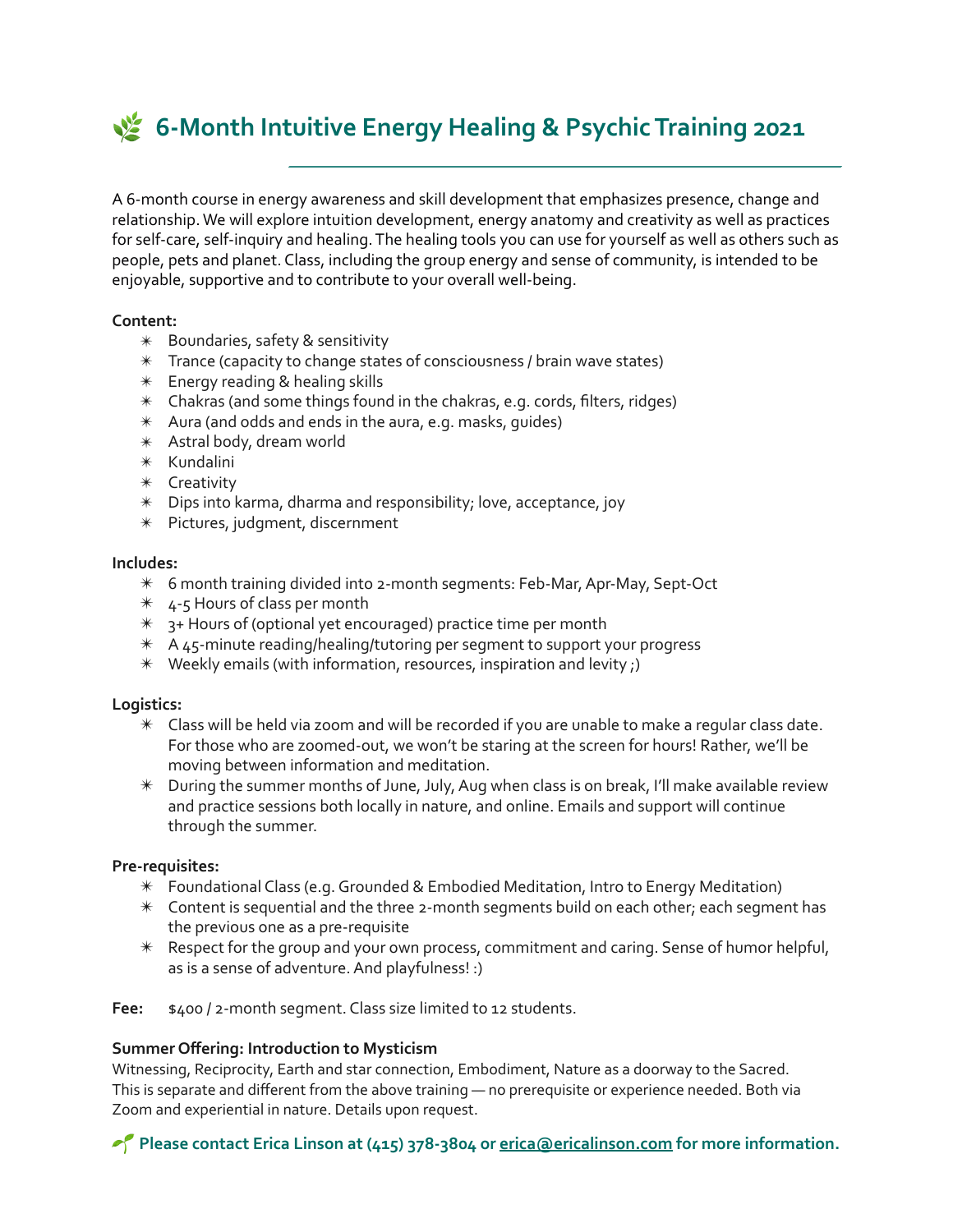# 🌿 6-Month Intuitive Energy Healing & Psychic Training 2021

A 6-month course in energy awareness and skill development that emphasizes presence, change and relationship. We will explore intuition development, energy anatomy and creativity as well as practices for self-care, self-inquiry and healing. The healing tools you can use for yourself as well as others such as people, pets and planet. Class, including the group energy and sense of community, is intended to be enjoyable, supportive and to contribute to your overall well-being.

**Content:**

- Boundaries, safety & sensitivity
- Trance (capacity to change states of consciousness / brain wave states)
- Energy reading & healing skills
- Chakras (and some things found in the chakras, e.g. cords, filters, ridges)
- Aura (and odds and ends in the aura, e.g. masks, guides)
- Astral body, dream world
- Kundalini
- Creativity
- Dips into karma, dharma and responsibility; love, acceptance, joy
- Pictures, judgment, discernment

**Includes:**

- 6 month training divided into 2-month segments: Feb-Mar, Apr-May, Sept-Oct
- 4-5 Hours of class per month
- 3+ Hours of (optional yet encouraged) practice time per month
- A 45-minute reading/healing/tutoring per segment to support your progress
- Weekly emails (with information, resources, inspiration and levity ;)

**Logistics:**

- Class will be held via zoom and will be recorded if you are unable to make a regular class date. For those who are zoomed-out, we won't be staring at the screen for hours! Rather, we'll be moving between information and meditation.
- During the summer months of June, July, Aug when class is on break, I'll make available review and practice sessions both locally in nature, and online. Emails and support will continue through the summer.

**Pre-requisites:**

- Foundational Class (e.g. Grounded & Embodied Meditation, Intro to Energy Meditation)
- Content is sequential and the three 2-month segments build on each other; each segment has the previous one as a pre-requisite
- Respect for the group and your own process, commitment and caring. Sense of humor helpful, as is a sense of adventure. And playfulness! :)

**Fee:** $400 / 2-month segment. Class size limited to 12 students.

**Summer Offering: Introduction to Mysticism**

Witnessing, Reciprocity, Earth and star connection, Embodiment, Nature as a doorway to the Sacred. This is separate and different from the above training — no prerequisite or experience needed. Both via Zoom and experiential in nature. Details upon request.

**🌱 Please contact Erica Linson at (415) 378-3804 or erica@ericalinson.com for more information.**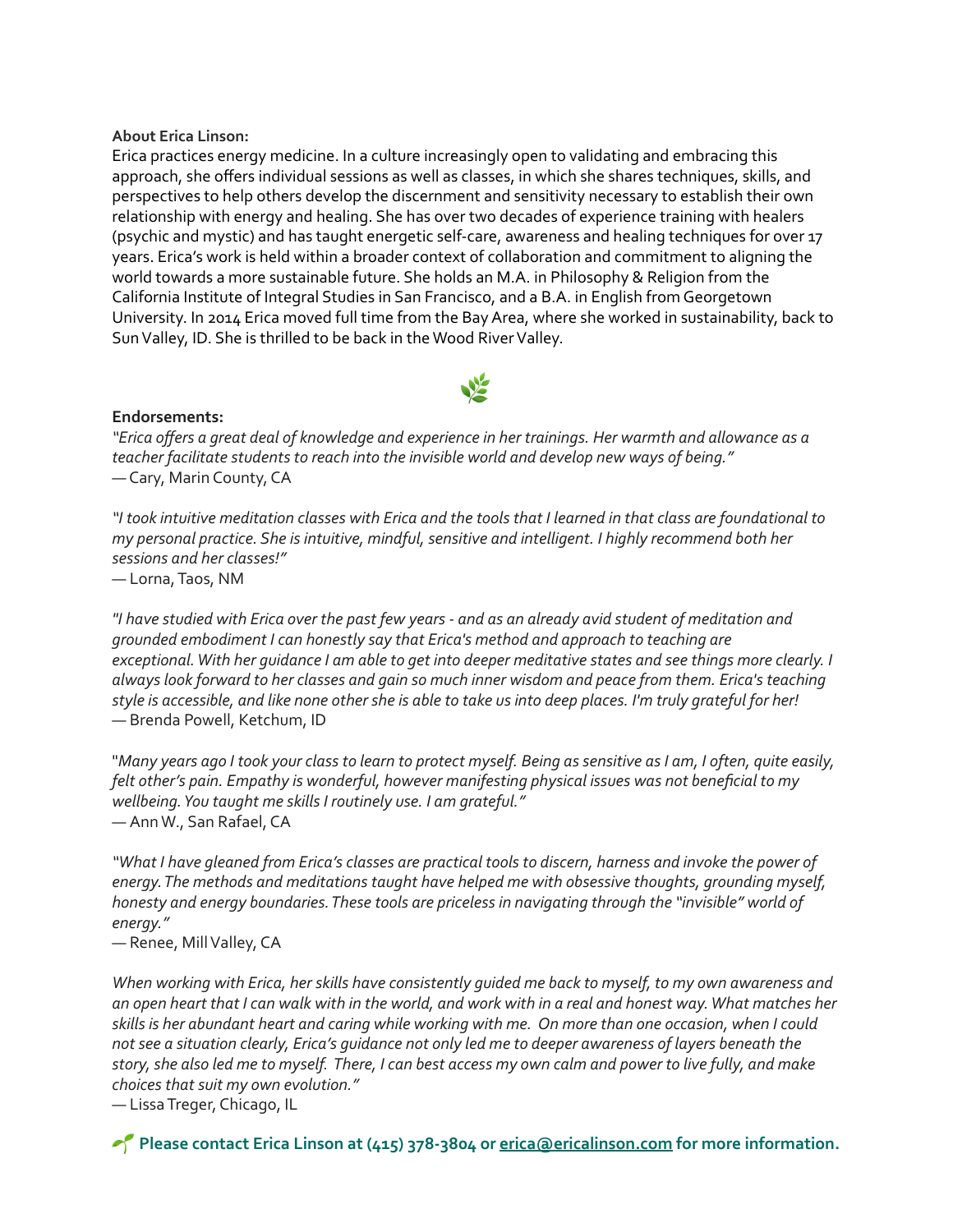**About Erica Linson:**

Erica practices energy medicine. In a culture increasingly open to validating and embracing this approach, she offers individual sessions as well as classes, in which she shares techniques, skills, and perspectives to help others develop the discernment and sensitivity necessary to establish their own relationship with energy and healing. She has over two decades of experience training with healers (psychic and mystic) and has taught energetic self-care, awareness and healing techniques for over 17 years. Erica's work is held within a broader context of collaboration and commitment to aligning the world towards a more sustainable future. She holds an M.A. in Philosophy & Religion from the California Institute of Integral Studies in San Francisco, and a B.A. in English from Georgetown University. In 2014 Erica moved full time from the Bay Area, where she worked in sustainability, back to Sun Valley, ID. She is thrilled to be back in the Wood River Valley.

🌿

**Endorsements:**

*"Erica offers a great deal of knowledge and experience in her trainings. Her warmth and allowance as a teacher facilitate students to reach into the invisible world and develop new ways of being."*
— Cary, Marin County, CA

*"I took intuitive meditation classes with Erica and the tools that I learned in that class are foundational to my personal practice. She is intuitive, mindful, sensitive and intelligent. I highly recommend both her sessions and her classes!"*
— Lorna, Taos, NM

*"I have studied with Erica over the past few years - and as an already avid student of meditation and grounded embodiment I can honestly say that Erica's method and approach to teaching are exceptional. With her guidance I am able to get into deeper meditative states and see things more clearly. I always look forward to her classes and gain so much inner wisdom and peace from them. Erica's teaching style is accessible, and like none other she is able to take us into deep places. I'm truly grateful for her!*
— Brenda Powell, Ketchum, ID

"*Many years ago I took your class to learn to protect myself. Being as sensitive as I am, I often, quite easily, felt other's pain. Empathy is wonderful, however manifesting physical issues was not beneficial to my wellbeing. You taught me skills I routinely use. I am grateful."*
— Ann W., San Rafael, CA

*"What I have gleaned from Erica's classes are practical tools to discern, harness and invoke the power of energy. The methods and meditations taught have helped me with obsessive thoughts, grounding myself, honesty and energy boundaries. These tools are priceless in navigating through the "invisible" world of energy."*
— Renee, Mill Valley, CA

*When working with Erica, her skills have consistently guided me back to myself, to my own awareness and an open heart that I can walk with in the world, and work with in a real and honest way. What matches her skills is her abundant heart and caring while working with me. On more than one occasion, when I could not see a situation clearly, Erica's guidance not only led me to deeper awareness of layers beneath the story, she also led me to myself. There, I can best access my own calm and power to live fully, and make choices that suit my own evolution."*
— Lissa Treger, Chicago, IL

🌱 **Please contact Erica Linson at (415) 378-3804 or [erica@ericalinson.com](mailto:erica@ericalinson.com) for more information.**